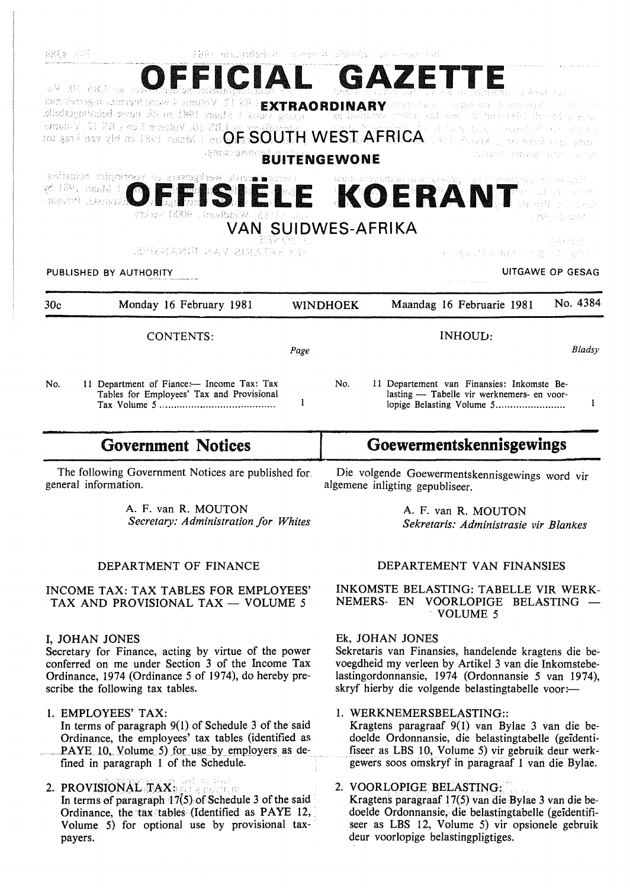# OFFICIAL GAZETTE EXTRAORDINARY OF SOUTH WEST AFRICA

# BUITENGEWONE OFFISIËLE KOERANT VAN SUIDWES-AFRIKA

PUBLISHED BY AUTHORITY — UITGAWE OP GESAG

| 30c | Monday 16 February 1981 | WINDHOEK | Maandag 16 Februarie 1981 | No. 4384 |
|---|---|---|---|---|

**CONTENTS:**

| No. | | Page |
|---|---|---|
| 11 | Department of Fiance:— Income Tax: Tax Tables for Employees' Tax and Provisional Tax Volume 5 | 1 |

**INHOUD:**

| No. | | Bladsy |
|---|---|---|
| 11 | Departement van Finansies: Inkomste Belasting — Tabelle vir werknemers- en voorlopige Belasting Volume 5 | 1 |

## Government Notices

The following Government Notices are published for general information.

A. F. van R. MOUTON
*Secretary: Administration for Whites*

### DEPARTMENT OF FINANCE

### INCOME TAX: TAX TABLES FOR EMPLOYEES' TAX AND PROVISIONAL TAX — VOLUME 5

I, JOHAN JONES
Secretary for Finance, acting by virtue of the power conferred on me under Section 3 of the Income Tax Ordinance, 1974 (Ordinance 5 of 1974), do hereby prescribe the following tax tables.

1. EMPLOYEES' TAX:
   In terms of paragraph 9(1) of Schedule 3 of the said Ordinance, the employees' tax tables (identified as PAYE 10, Volume 5) for use by employers as defined in paragraph 1 of the Schedule.

2. PROVISIONAL TAX:
   In terms of paragraph 17(5) of Schedule 3 of the said Ordinance, the tax tables (Identified as PAYE 12, Volume 5) for optional use by provisional taxpayers.

## Goewermentskennisgewings

Die volgende Goewermentskennisgewings word vir algemene inligting gepubliseer.

A. F. van R. MOUTON
*Sekretaris: Administrasie vir Blankes*

### DEPARTEMENT VAN FINANSIES

### INKOMSTE BELASTING: TABELLE VIR WERKNEMERS- EN VOORLOPIGE BELASTING — VOLUME 5

Ek, JOHAN JONES
Sekretaris van Finansies, handelende kragtens die bevoegdheid my verleen by Artikel 3 van die Inkomstebelastingordonnansie, 1974 (Ordonnansie 5 van 1974), skryf hierby die volgende belastingtabelle voor:—

1. WERKNEMERSBELASTING::
   Kragtens paragraaf 9(1) van Bylae 3 van die bedoelde Ordonnansie, die belastingtabelle (geïdentifiseer as LBS 10, Volume 5) vir gebruik deur werkgewers soos omskryf in paragraaf 1 van die Bylae.

2. VOORLOPIGE BELASTING:
   Kragtens paragraaf 17(5) van die Bylae 3 van die bedoelde Ordonnansie, die belastingtabelle (geïdentifiseer as LBS 12, Volume 5) vir opsionele gebruik deur voorlopige belastingpligtiges.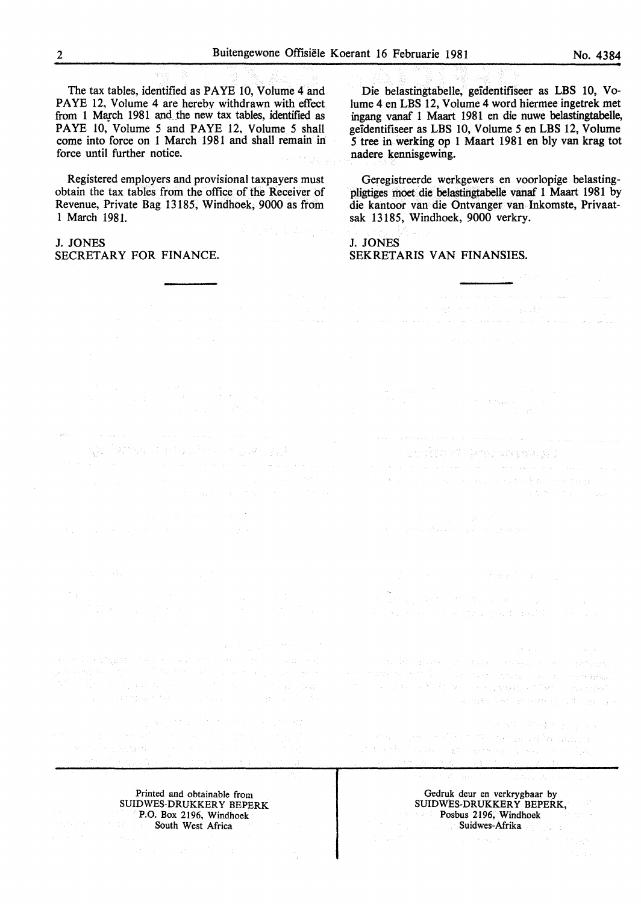The tax tables, identified as PAYE 10, Volume 4 and PAYE 12, Volume 4 are hereby withdrawn with effect from 1 March 1981 and the new tax tables, identified as PAYE 10, Volume 5 and PAYE 12, Volume 5 shall come into force on 1 March 1981 and shall remain in force until further notice.

Registered employers and provisional taxpayers must obtain the tax tables from the office of the Receiver of Revenue, Private Bag 13185, Windhoek, 9000 as from 1 March 1981.

J. JONES
SECRETARY FOR FINANCE.

Die belastingtabelle, geïdentifiseer as LBS 10, Volume 4 en LBS 12, Volume 4 word hiermee ingetrek met ingang vanaf 1 Maart 1981 en die nuwe belastingtabelle, geïdentifiseer as LBS 10, Volume 5 en LBS 12, Volume 5 tree in werking op 1 Maart 1981 en bly van krag tot nadere kennisgewing.

Geregistreerde werkgewers en voorlopige belastingpligtiges moet die belastingtabelle vanaf 1 Maart 1981 by die kantoor van die Ontvanger van Inkomste, Privaatsak 13185, Windhoek, 9000 verkry.

J. JONES
SEKRETARIS VAN FINANSIES.

---

Printed and obtainable from
SUIDWES-DRUKKERY BEPERK
P.O. Box 2196, Windhoek
South West Africa

Gedruk deur en verkrygbaar by
SUIDWES-DRUKKERY BEPERK,
Posbus 2196, Windhoek
Suidwes-Afrika